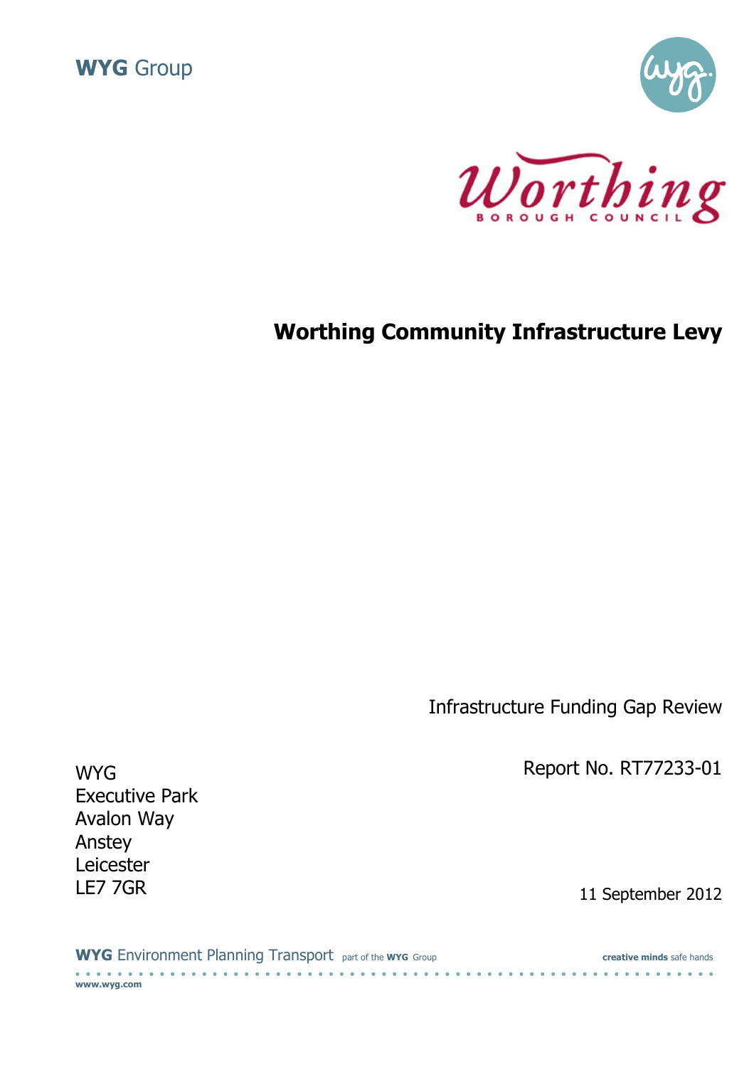WYG Group

Worthing Borough Council

# Worthing Community Infrastructure Levy

Infrastructure Funding Gap Review

Report No. RT77233-01

WYG
Executive Park
Avalon Way
Anstey
Leicester
LE7 7GR

11 September 2012

WYG Environment Planning Transport part of the WYG Group

creative minds safe hands

www.wyg.com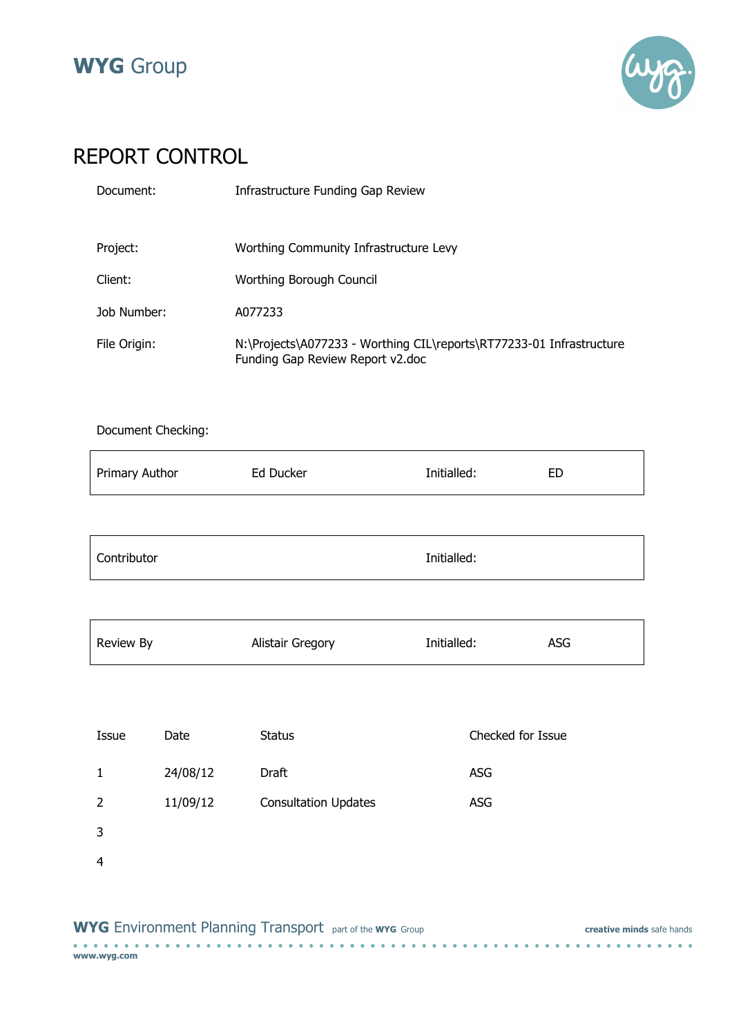WYG Group

# REPORT CONTROL

| | |
|---|---|
| Document: | Infrastructure Funding Gap Review |
| Project: | Worthing Community Infrastructure Levy |
| Client: | Worthing Borough Council |
| Job Number: | A077233 |
| File Origin: | N:\Projects\A077233 - Worthing CIL\reports\RT77233-01 Infrastructure Funding Gap Review Report v2.doc |

Document Checking:

| | | | |
|---|---|---|---|
| Primary Author | Ed Ducker | Initialled: | ED |

| | | | |
|---|---|---|---|
| Contributor | | Initialled: | |

| | | | |
|---|---|---|---|
| Review By | Alistair Gregory | Initialled: | ASG |

| Issue | Date | Status | Checked for Issue |
|---|---|---|---|
| 1 | 24/08/12 | Draft | ASG |
| 2 | 11/09/12 | Consultation Updates | ASG |
| 3 | | | |
| 4 | | | |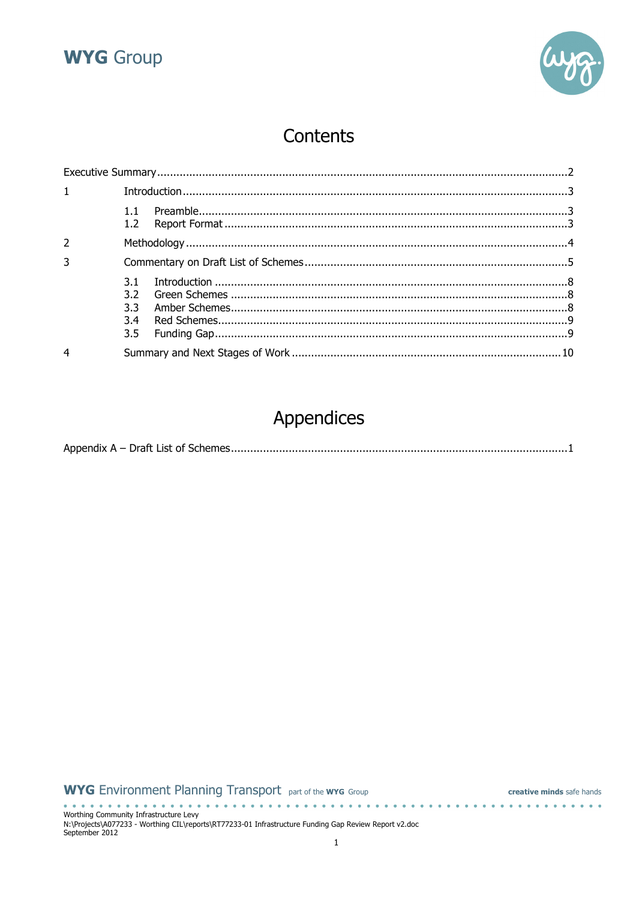# Contents

| | | |
|---|---|---|
| Executive Summary | | 2 |
| 1 | Introduction | 3 |
| | 1.1 Preamble | 3 |
| | 1.2 Report Format | 3 |
| 2 | Methodology | 4 |
| 3 | Commentary on Draft List of Schemes | 5 |
| | 3.1 Introduction | 8 |
| | 3.2 Green Schemes | 8 |
| | 3.3 Amber Schemes | 8 |
| | 3.4 Red Schemes | 9 |
| | 3.5 Funding Gap | 9 |
| 4 | Summary and Next Stages of Work | 10 |

# Appendices

| | |
|---|---|
| Appendix A – Draft List of Schemes | 1 |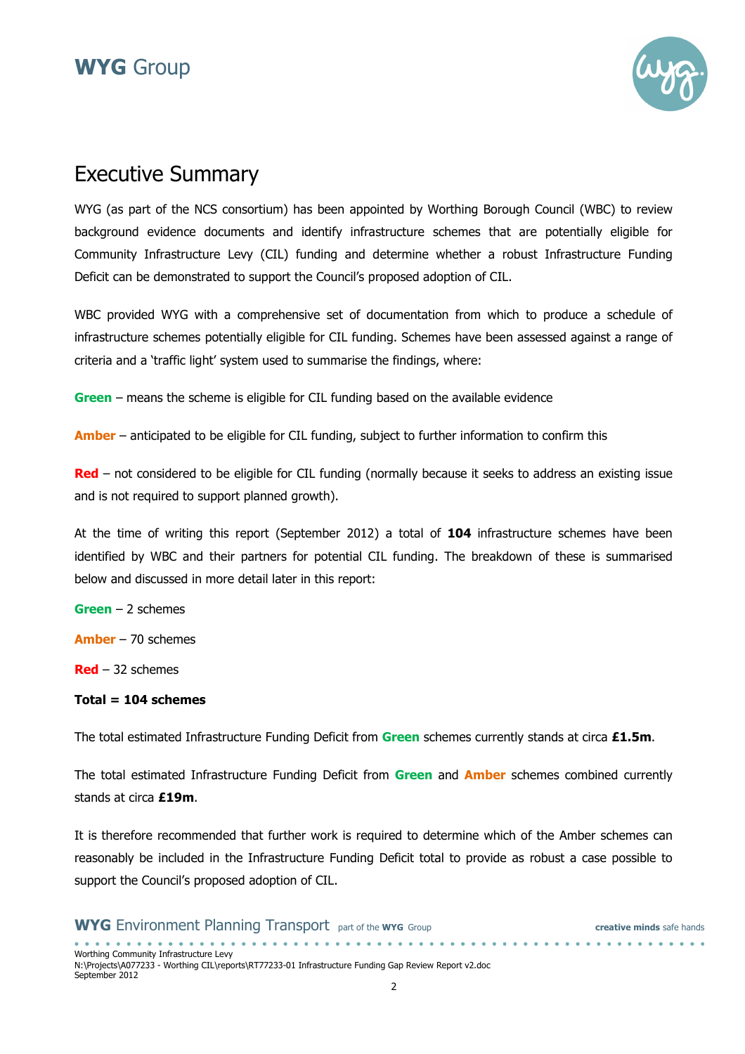# Executive Summary

WYG (as part of the NCS consortium) has been appointed by Worthing Borough Council (WBC) to review background evidence documents and identify infrastructure schemes that are potentially eligible for Community Infrastructure Levy (CIL) funding and determine whether a robust Infrastructure Funding Deficit can be demonstrated to support the Council's proposed adoption of CIL.

WBC provided WYG with a comprehensive set of documentation from which to produce a schedule of infrastructure schemes potentially eligible for CIL funding. Schemes have been assessed against a range of criteria and a 'traffic light' system used to summarise the findings, where:

**Green** – means the scheme is eligible for CIL funding based on the available evidence

**Amber** – anticipated to be eligible for CIL funding, subject to further information to confirm this

**Red** – not considered to be eligible for CIL funding (normally because it seeks to address an existing issue and is not required to support planned growth).

At the time of writing this report (September 2012) a total of **104** infrastructure schemes have been identified by WBC and their partners for potential CIL funding. The breakdown of these is summarised below and discussed in more detail later in this report:

**Green** – 2 schemes

**Amber** – 70 schemes

**Red** – 32 schemes

**Total = 104 schemes**

The total estimated Infrastructure Funding Deficit from **Green** schemes currently stands at circa **£1.5m**.

The total estimated Infrastructure Funding Deficit from **Green** and **Amber** schemes combined currently stands at circa **£19m**.

It is therefore recommended that further work is required to determine which of the Amber schemes can reasonably be included in the Infrastructure Funding Deficit total to provide as robust a case possible to support the Council's proposed adoption of CIL.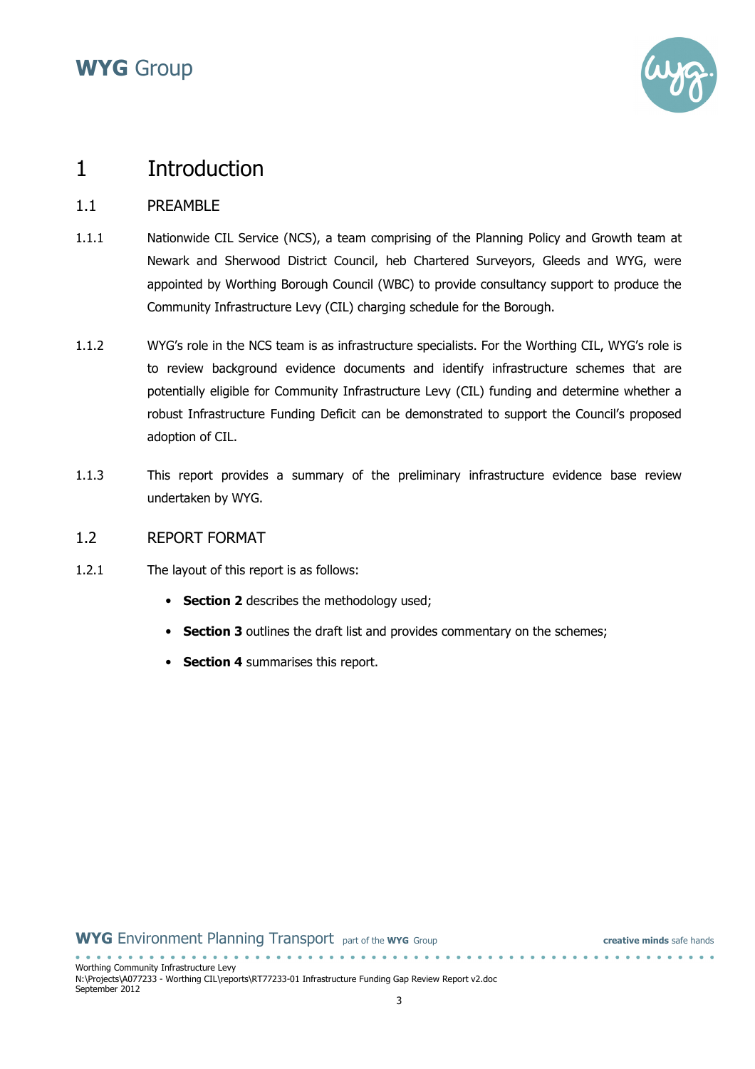# 1 Introduction

## 1.1 PREAMBLE

1.1.1 Nationwide CIL Service (NCS), a team comprising of the Planning Policy and Growth team at Newark and Sherwood District Council, heb Chartered Surveyors, Gleeds and WYG, were appointed by Worthing Borough Council (WBC) to provide consultancy support to produce the Community Infrastructure Levy (CIL) charging schedule for the Borough.

1.1.2 WYG's role in the NCS team is as infrastructure specialists. For the Worthing CIL, WYG's role is to review background evidence documents and identify infrastructure schemes that are potentially eligible for Community Infrastructure Levy (CIL) funding and determine whether a robust Infrastructure Funding Deficit can be demonstrated to support the Council's proposed adoption of CIL.

1.1.3 This report provides a summary of the preliminary infrastructure evidence base review undertaken by WYG.

## 1.2 REPORT FORMAT

1.2.1 The layout of this report is as follows:

- **Section 2** describes the methodology used;
- **Section 3** outlines the draft list and provides commentary on the schemes;
- **Section 4** summarises this report.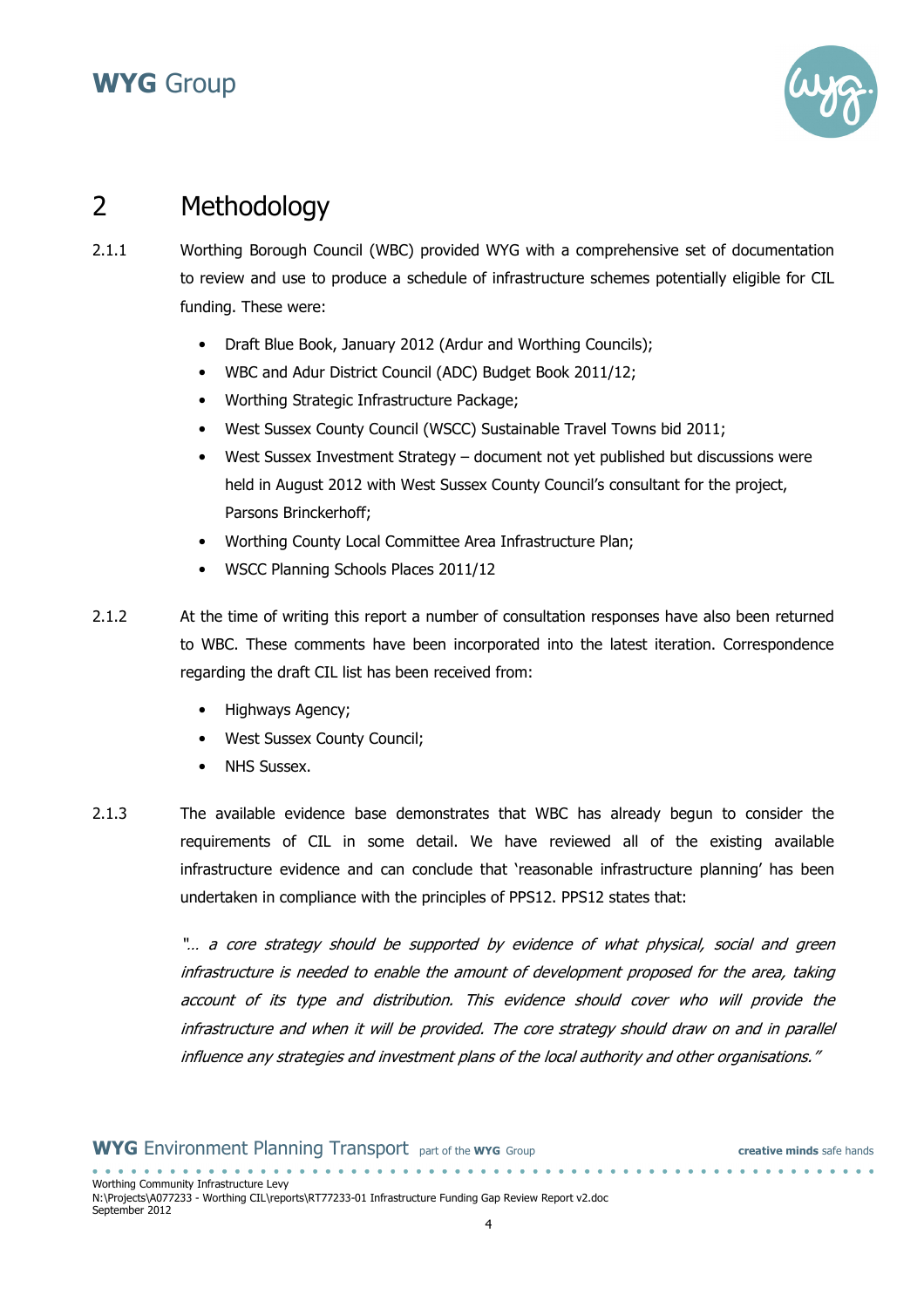# 2 Methodology

2.1.1 Worthing Borough Council (WBC) provided WYG with a comprehensive set of documentation to review and use to produce a schedule of infrastructure schemes potentially eligible for CIL funding. These were:

- Draft Blue Book, January 2012 (Ardur and Worthing Councils);
- WBC and Adur District Council (ADC) Budget Book 2011/12;
- Worthing Strategic Infrastructure Package;
- West Sussex County Council (WSCC) Sustainable Travel Towns bid 2011;
- West Sussex Investment Strategy – document not yet published but discussions were held in August 2012 with West Sussex County Council's consultant for the project, Parsons Brinckerhoff;
- Worthing County Local Committee Area Infrastructure Plan;
- WSCC Planning Schools Places 2011/12

2.1.2 At the time of writing this report a number of consultation responses have also been returned to WBC. These comments have been incorporated into the latest iteration. Correspondence regarding the draft CIL list has been received from:

- Highways Agency;
- West Sussex County Council;
- NHS Sussex.

2.1.3 The available evidence base demonstrates that WBC has already begun to consider the requirements of CIL in some detail. We have reviewed all of the existing available infrastructure evidence and can conclude that 'reasonable infrastructure planning' has been undertaken in compliance with the principles of PPS12. PPS12 states that:

> *"… a core strategy should be supported by evidence of what physical, social and green infrastructure is needed to enable the amount of development proposed for the area, taking account of its type and distribution. This evidence should cover who will provide the infrastructure and when it will be provided. The core strategy should draw on and in parallel influence any strategies and investment plans of the local authority and other organisations."*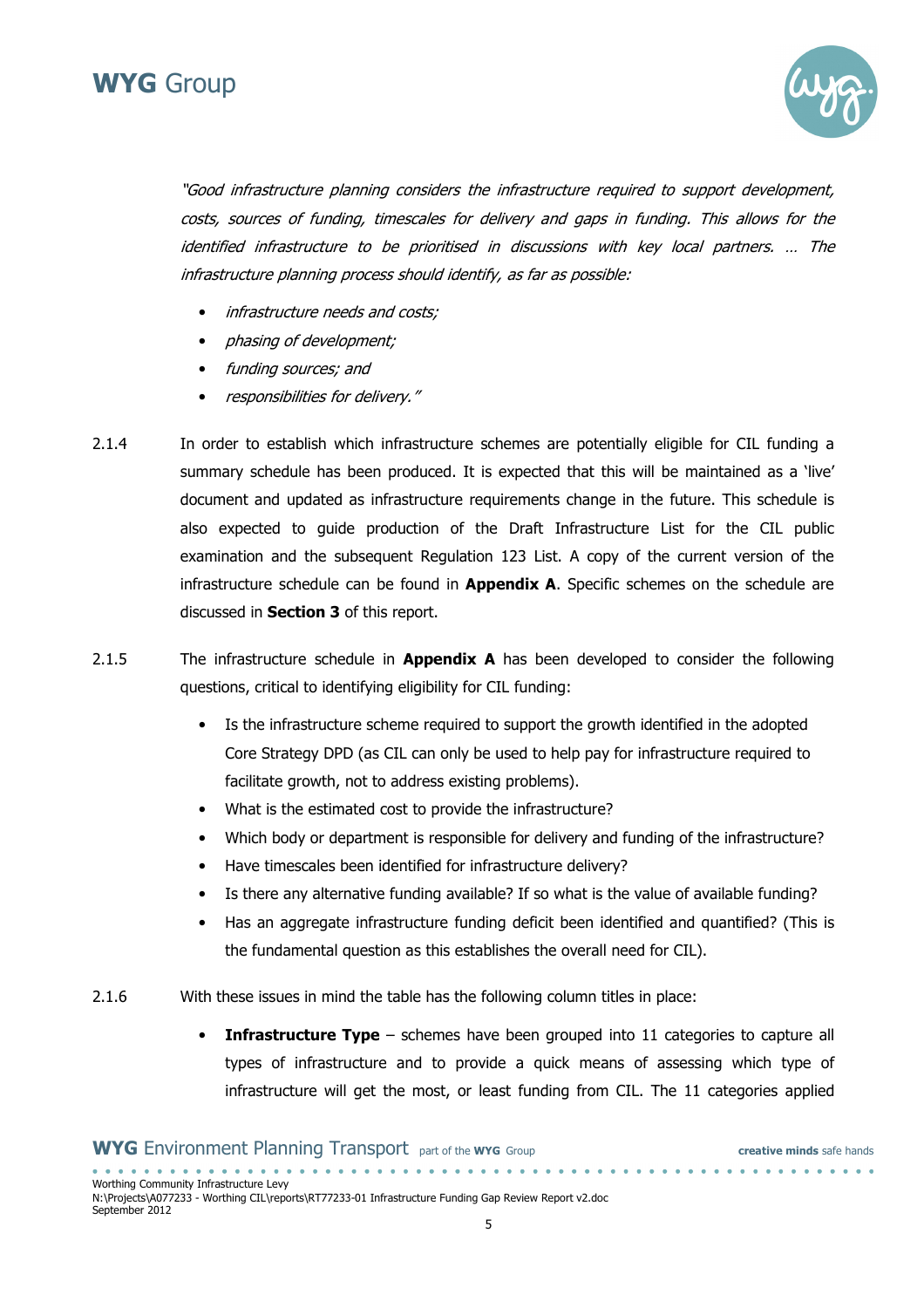*"Good infrastructure planning considers the infrastructure required to support development, costs, sources of funding, timescales for delivery and gaps in funding. This allows for the identified infrastructure to be prioritised in discussions with key local partners. … The infrastructure planning process should identify, as far as possible:*

- *infrastructure needs and costs;*
- *phasing of development;*
- *funding sources; and*
- *responsibilities for delivery."*

2.1.4 In order to establish which infrastructure schemes are potentially eligible for CIL funding a summary schedule has been produced. It is expected that this will be maintained as a 'live' document and updated as infrastructure requirements change in the future. This schedule is also expected to guide production of the Draft Infrastructure List for the CIL public examination and the subsequent Regulation 123 List. A copy of the current version of the infrastructure schedule can be found in **Appendix A**. Specific schemes on the schedule are discussed in **Section 3** of this report.

2.1.5 The infrastructure schedule in **Appendix A** has been developed to consider the following questions, critical to identifying eligibility for CIL funding:

- Is the infrastructure scheme required to support the growth identified in the adopted Core Strategy DPD (as CIL can only be used to help pay for infrastructure required to facilitate growth, not to address existing problems).
- What is the estimated cost to provide the infrastructure?
- Which body or department is responsible for delivery and funding of the infrastructure?
- Have timescales been identified for infrastructure delivery?
- Is there any alternative funding available? If so what is the value of available funding?
- Has an aggregate infrastructure funding deficit been identified and quantified? (This is the fundamental question as this establishes the overall need for CIL).

2.1.6 With these issues in mind the table has the following column titles in place:

- **Infrastructure Type** – schemes have been grouped into 11 categories to capture all types of infrastructure and to provide a quick means of assessing which type of infrastructure will get the most, or least funding from CIL. The 11 categories applied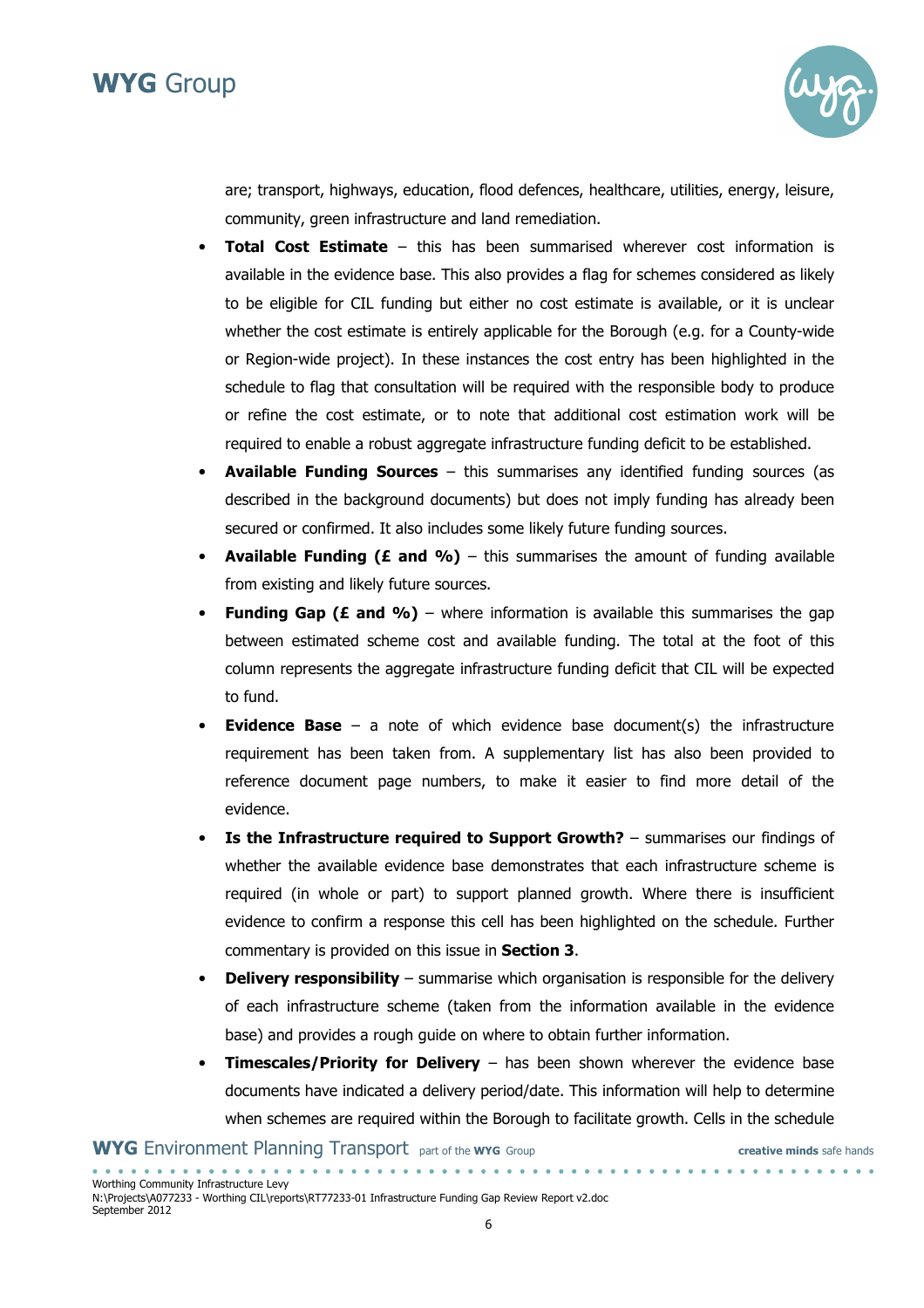are; transport, highways, education, flood defences, healthcare, utilities, energy, leisure, community, green infrastructure and land remediation.

- **Total Cost Estimate** – this has been summarised wherever cost information is available in the evidence base. This also provides a flag for schemes considered as likely to be eligible for CIL funding but either no cost estimate is available, or it is unclear whether the cost estimate is entirely applicable for the Borough (e.g. for a County-wide or Region-wide project). In these instances the cost entry has been highlighted in the schedule to flag that consultation will be required with the responsible body to produce or refine the cost estimate, or to note that additional cost estimation work will be required to enable a robust aggregate infrastructure funding deficit to be established.
- **Available Funding Sources** – this summarises any identified funding sources (as described in the background documents) but does not imply funding has already been secured or confirmed. It also includes some likely future funding sources.
- **Available Funding (£ and %)** – this summarises the amount of funding available from existing and likely future sources.
- **Funding Gap (£ and %)** – where information is available this summarises the gap between estimated scheme cost and available funding. The total at the foot of this column represents the aggregate infrastructure funding deficit that CIL will be expected to fund.
- **Evidence Base** – a note of which evidence base document(s) the infrastructure requirement has been taken from. A supplementary list has also been provided to reference document page numbers, to make it easier to find more detail of the evidence.
- **Is the Infrastructure required to Support Growth?** – summarises our findings of whether the available evidence base demonstrates that each infrastructure scheme is required (in whole or part) to support planned growth. Where there is insufficient evidence to confirm a response this cell has been highlighted on the schedule. Further commentary is provided on this issue in **Section 3**.
- **Delivery responsibility** – summarise which organisation is responsible for the delivery of each infrastructure scheme (taken from the information available in the evidence base) and provides a rough guide on where to obtain further information.
- **Timescales/Priority for Delivery** – has been shown wherever the evidence base documents have indicated a delivery period/date. This information will help to determine when schemes are required within the Borough to facilitate growth. Cells in the schedule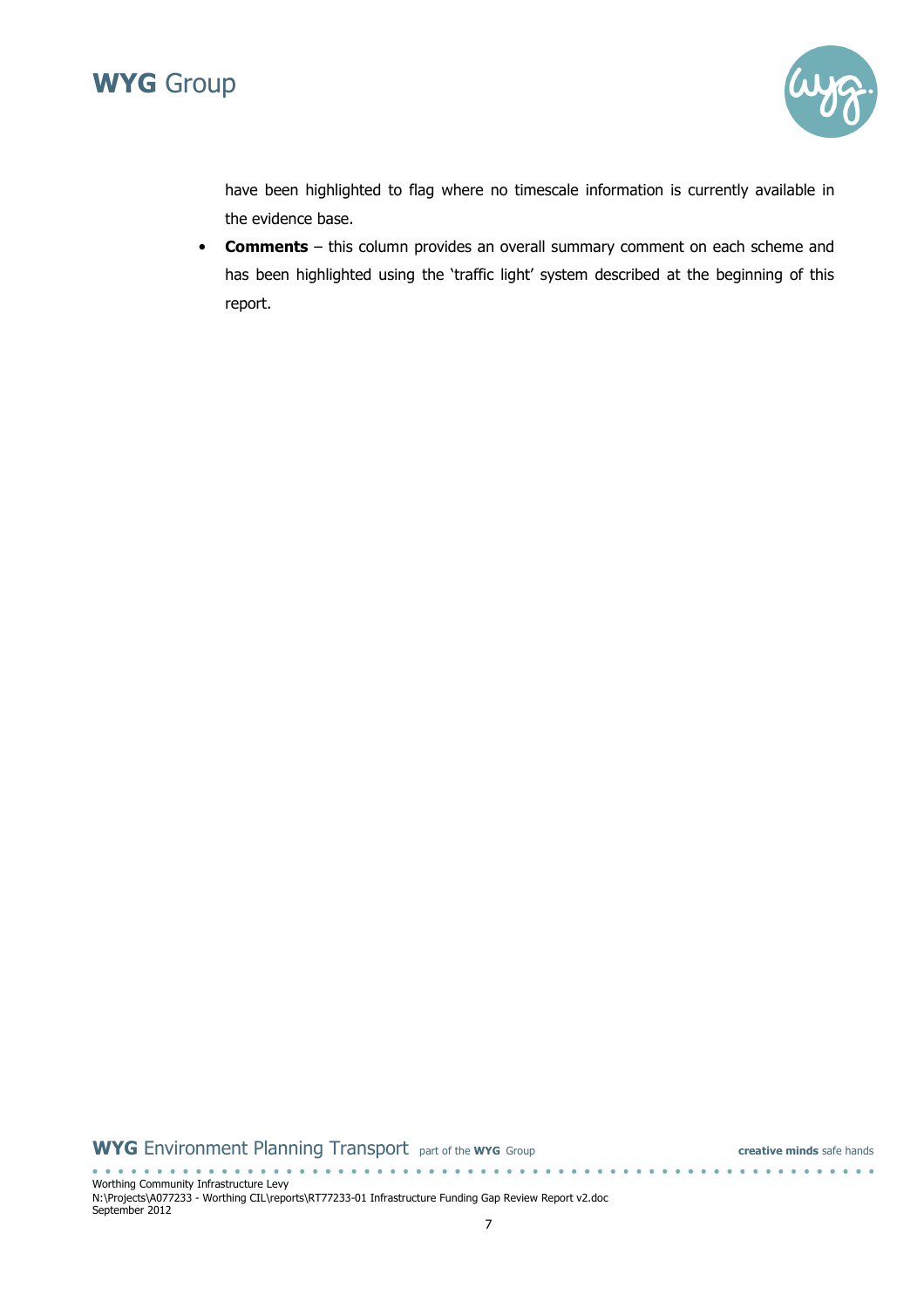have been highlighted to flag where no timescale information is currently available in the evidence base.

- **Comments** – this column provides an overall summary comment on each scheme and has been highlighted using the 'traffic light' system described at the beginning of this report.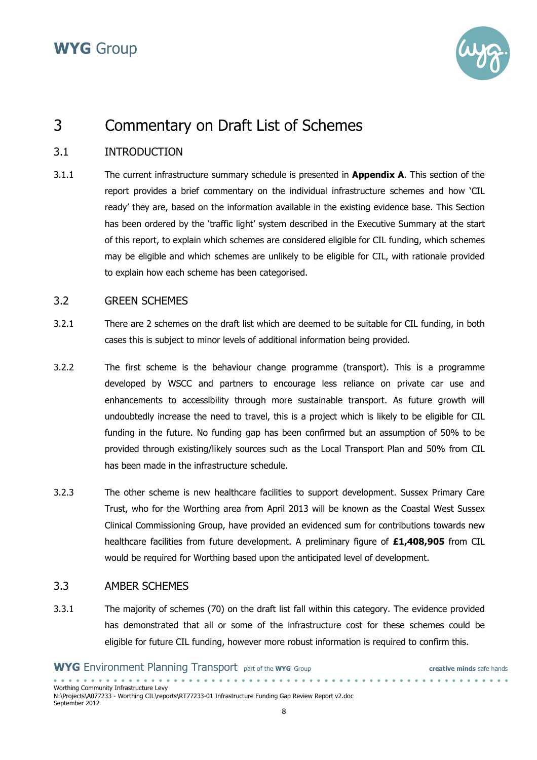# 3 Commentary on Draft List of Schemes

## 3.1 INTRODUCTION

3.1.1 The current infrastructure summary schedule is presented in **Appendix A**. This section of the report provides a brief commentary on the individual infrastructure schemes and how 'CIL ready' they are, based on the information available in the existing evidence base. This Section has been ordered by the 'traffic light' system described in the Executive Summary at the start of this report, to explain which schemes are considered eligible for CIL funding, which schemes may be eligible and which schemes are unlikely to be eligible for CIL, with rationale provided to explain how each scheme has been categorised.

## 3.2 GREEN SCHEMES

3.2.1 There are 2 schemes on the draft list which are deemed to be suitable for CIL funding, in both cases this is subject to minor levels of additional information being provided.

3.2.2 The first scheme is the behaviour change programme (transport). This is a programme developed by WSCC and partners to encourage less reliance on private car use and enhancements to accessibility through more sustainable transport. As future growth will undoubtedly increase the need to travel, this is a project which is likely to be eligible for CIL funding in the future. No funding gap has been confirmed but an assumption of 50% to be provided through existing/likely sources such as the Local Transport Plan and 50% from CIL has been made in the infrastructure schedule.

3.2.3 The other scheme is new healthcare facilities to support development. Sussex Primary Care Trust, who for the Worthing area from April 2013 will be known as the Coastal West Sussex Clinical Commissioning Group, have provided an evidenced sum for contributions towards new healthcare facilities from future development. A preliminary figure of **£1,408,905** from CIL would be required for Worthing based upon the anticipated level of development.

## 3.3 AMBER SCHEMES

3.3.1 The majority of schemes (70) on the draft list fall within this category. The evidence provided has demonstrated that all or some of the infrastructure cost for these schemes could be eligible for future CIL funding, however more robust information is required to confirm this.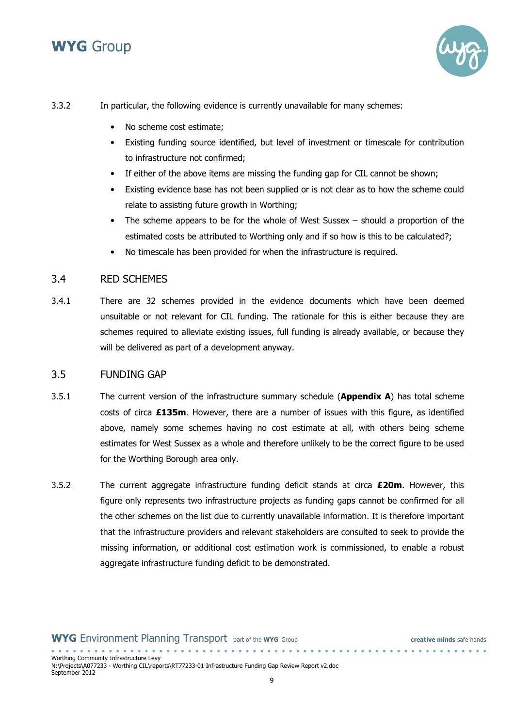3.3.2 In particular, the following evidence is currently unavailable for many schemes:

- No scheme cost estimate;
- Existing funding source identified, but level of investment or timescale for contribution to infrastructure not confirmed;
- If either of the above items are missing the funding gap for CIL cannot be shown;
- Existing evidence base has not been supplied or is not clear as to how the scheme could relate to assisting future growth in Worthing;
- The scheme appears to be for the whole of West Sussex – should a proportion of the estimated costs be attributed to Worthing only and if so how is this to be calculated?;
- No timescale has been provided for when the infrastructure is required.

## 3.4 RED SCHEMES

3.4.1 There are 32 schemes provided in the evidence documents which have been deemed unsuitable or not relevant for CIL funding. The rationale for this is either because they are schemes required to alleviate existing issues, full funding is already available, or because they will be delivered as part of a development anyway.

## 3.5 FUNDING GAP

3.5.1 The current version of the infrastructure summary schedule (**Appendix A**) has total scheme costs of circa **£135m**. However, there are a number of issues with this figure, as identified above, namely some schemes having no cost estimate at all, with others being scheme estimates for West Sussex as a whole and therefore unlikely to be the correct figure to be used for the Worthing Borough area only.

3.5.2 The current aggregate infrastructure funding deficit stands at circa **£20m**. However, this figure only represents two infrastructure projects as funding gaps cannot be confirmed for all the other schemes on the list due to currently unavailable information. It is therefore important that the infrastructure providers and relevant stakeholders are consulted to seek to provide the missing information, or additional cost estimation work is commissioned, to enable a robust aggregate infrastructure funding deficit to be demonstrated.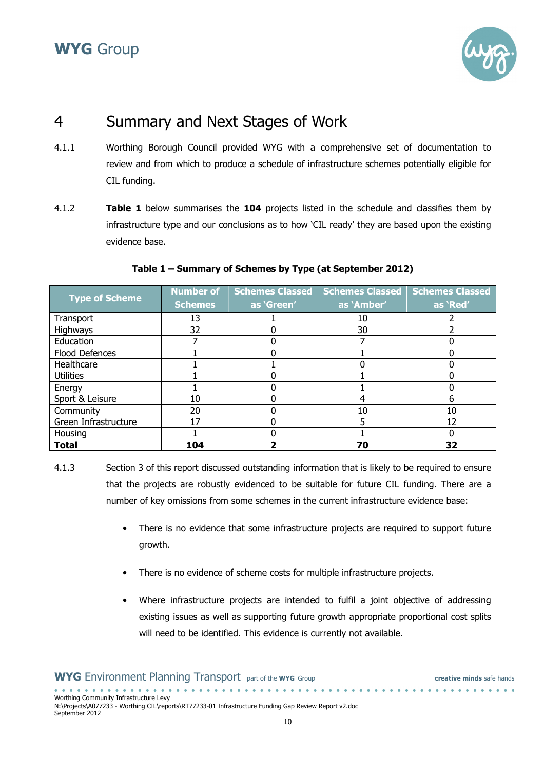# 4 Summary and Next Stages of Work

4.1.1 Worthing Borough Council provided WYG with a comprehensive set of documentation to review and from which to produce a schedule of infrastructure schemes potentially eligible for CIL funding.

4.1.2 **Table 1** below summarises the **104** projects listed in the schedule and classifies them by infrastructure type and our conclusions as to how 'CIL ready' they are based upon the existing evidence base.

**Table 1 – Summary of Schemes by Type (at September 2012)**

| Type of Scheme | Number of Schemes | Schemes Classed as 'Green' | Schemes Classed as 'Amber' | Schemes Classed as 'Red' |
|---|---|---|---|---|
| Transport | 13 | 1 | 10 | 2 |
| Highways | 32 | 0 | 30 | 2 |
| Education | 7 | 0 | 7 | 0 |
| Flood Defences | 1 | 0 | 1 | 0 |
| Healthcare | 1 | 1 | 0 | 0 |
| Utilities | 1 | 0 | 1 | 0 |
| Energy | 1 | 0 | 1 | 0 |
| Sport & Leisure | 10 | 0 | 4 | 6 |
| Community | 20 | 0 | 10 | 10 |
| Green Infrastructure | 17 | 0 | 5 | 12 |
| Housing | 1 | 0 | 1 | 0 |
| **Total** | **104** | **2** | **70** | **32** |

4.1.3 Section 3 of this report discussed outstanding information that is likely to be required to ensure that the projects are robustly evidenced to be suitable for future CIL funding. There are a number of key omissions from some schemes in the current infrastructure evidence base:

- There is no evidence that some infrastructure projects are required to support future growth.
- There is no evidence of scheme costs for multiple infrastructure projects.
- Where infrastructure projects are intended to fulfil a joint objective of addressing existing issues as well as supporting future growth appropriate proportional cost splits will need to be identified. This evidence is currently not available.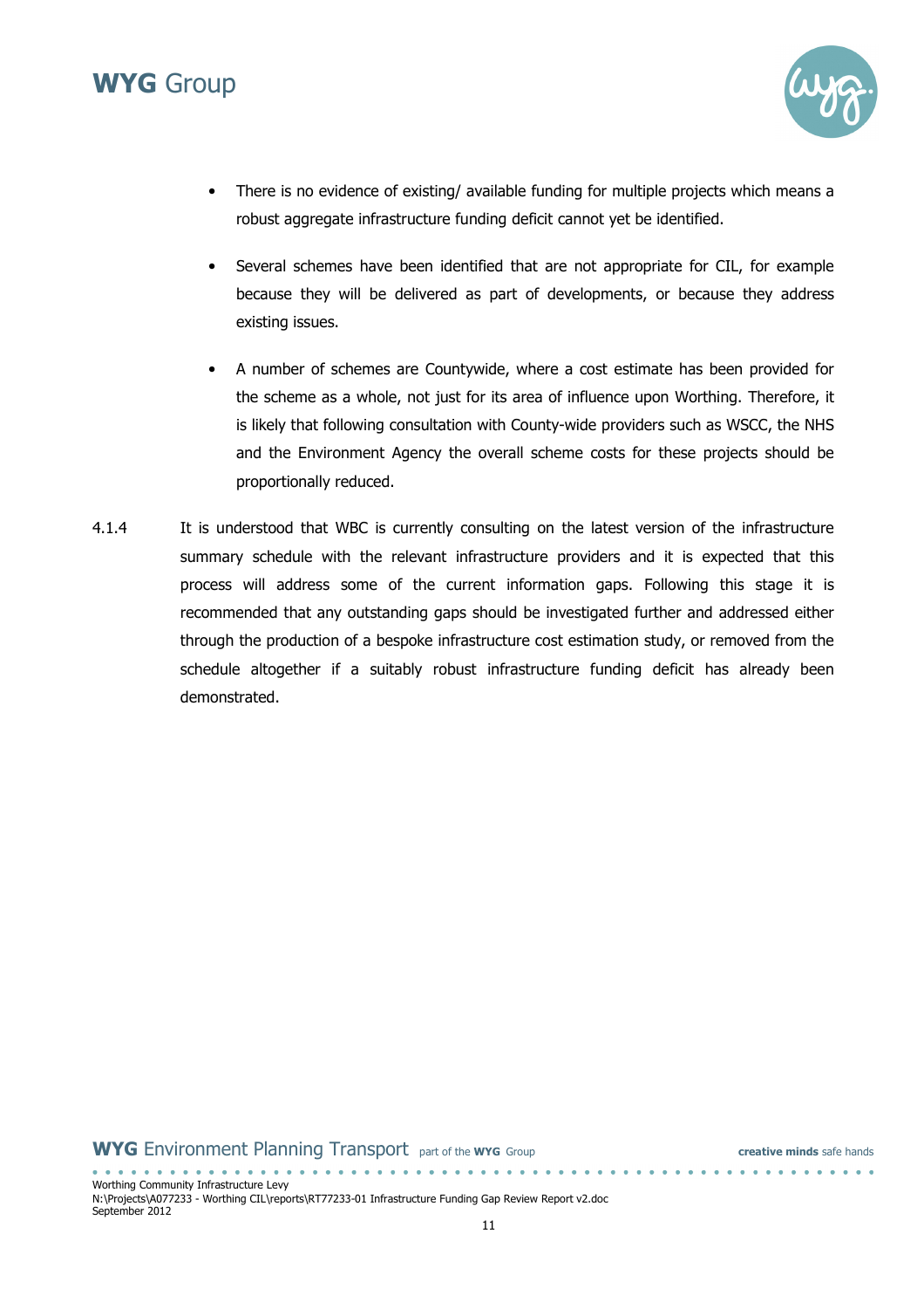- There is no evidence of existing/ available funding for multiple projects which means a robust aggregate infrastructure funding deficit cannot yet be identified.

- Several schemes have been identified that are not appropriate for CIL, for example because they will be delivered as part of developments, or because they address existing issues.

- A number of schemes are Countywide, where a cost estimate has been provided for the scheme as a whole, not just for its area of influence upon Worthing. Therefore, it is likely that following consultation with County-wide providers such as WSCC, the NHS and the Environment Agency the overall scheme costs for these projects should be proportionally reduced.

4.1.4 It is understood that WBC is currently consulting on the latest version of the infrastructure summary schedule with the relevant infrastructure providers and it is expected that this process will address some of the current information gaps. Following this stage it is recommended that any outstanding gaps should be investigated further and addressed either through the production of a bespoke infrastructure cost estimation study, or removed from the schedule altogether if a suitably robust infrastructure funding deficit has already been demonstrated.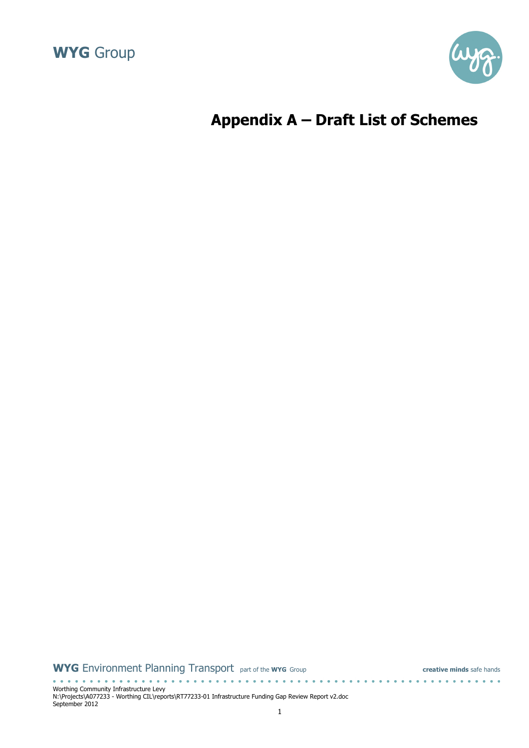# Appendix A – Draft List of Schemes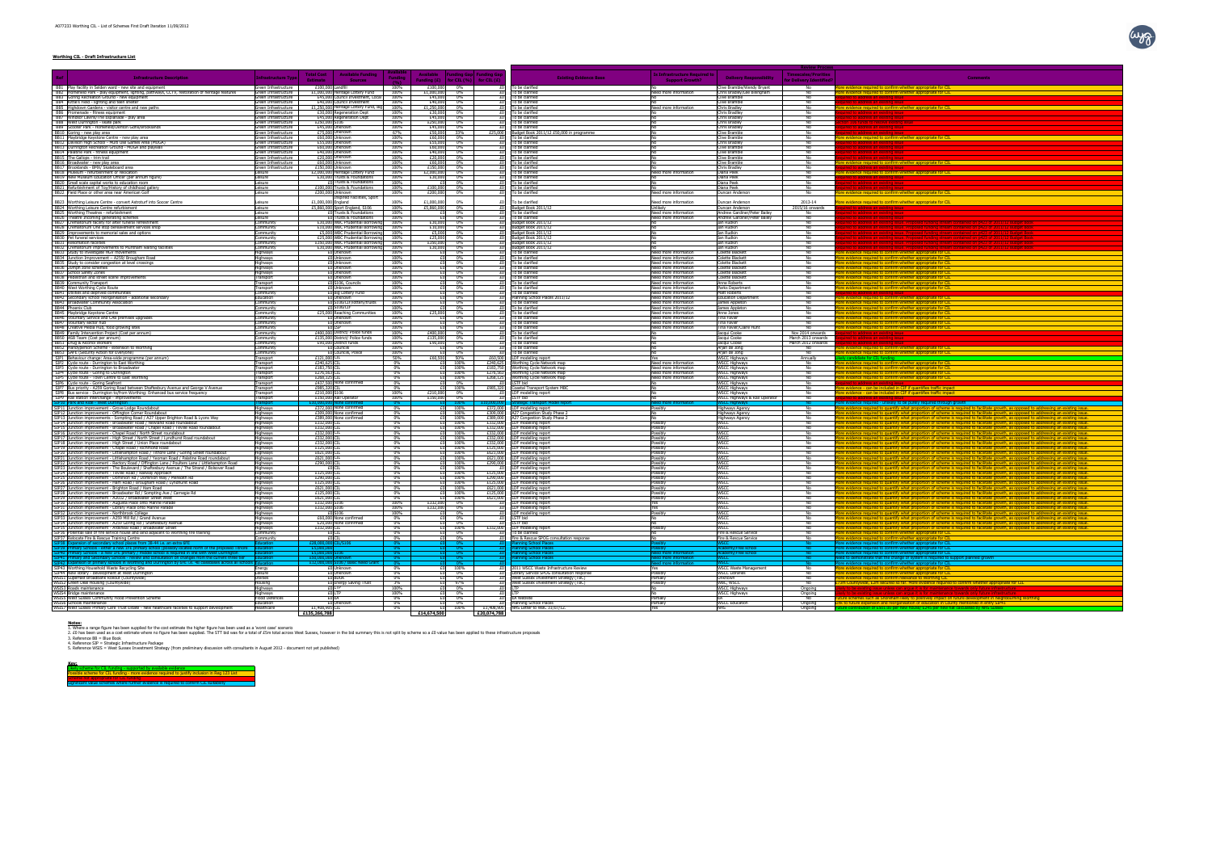A07723 Worthing CIL - List of Schemes First Draft Iteration 11/09/2012

## Worthing CIL - Draft Infrastructure List

| Ref | Infrastructure Description | Infrastructure Type | Total Cost Estimate | Available Funding Sources | Available Funding (%) | Available Funding (£) | Funding Gap for CIL (%) | Funding Gap for CIL (£) | Existing Reference Base | Is Infrastructure Required to Support Growth? | Delivery Responsibility | Timescales/Priorities for Delivery Identified? | Comments |
|---|---|---|---|---|---|---|---|---|---|---|---|---|---|
| | | | | | | | | | Review Process | | | | |
| BB1 | Play facility in Selden ward - new site and equipment | Green Infrastructure | £100,000 | Landfill | 100% | £100,000 | 0% | £0 | To be clarified | No | Clive Bramble/Wendy Bryant | No | More evidence required to confirm whether appropriate for CIL |
| BB2 | Homefield Park - play equipment, lighting, pathways, CCTV, restoration of heritage features | Green Infrastructure | £1,000,000 | Heritage Lottery Fund | 100% | £1,000,000 | 0% | £0 | To be clarified | Need more information | Chris Bradley/Lee Bellingham | No | More evidence required to confirm whether appropriate for CIL |
| BB3 | Goring Recreation Ground - new equipment | Green Infrastructure | £45,000 | District Investment, Goring | 100% | £45,000 | 0% | £0 | To be clarified | No | Clive Bramble | No | Required to address an existing issue |
| BB4 | Rifle's Field - lighting and skate shelter | Green Infrastructure | £40,000 | Council Investment | 100% | £40,000 | 0% | £0 | To be clarified | No | Clive Bramble | No | Required to address an existing issue |
| BB5 | Highdown Gardens - visitor centre and new paths | Green Infrastructure | £1,250,000 | Heritage Lottery Fund, HG | 100% | £1,250,000 | 0% | £0 | To be clarified | Need more information | Chris Bradley | No | More evidence required to confirm whether appropriate for CIL |
| BB6 | Promenade - fitness equipment | Green Infrastructure | £30,000 | Regeneration Dept | 100% | £30,000 | 0% | £0 | To be clarified | No | Chris Bradley | No | Required to address an existing issue |
| BB7 | Windsor Lawns/The Esplanade - play area | Green Infrastructure | £45,000 | Regeneration Dept | 100% | £45,000 | 0% | £0 | To be clarified | No | Chris Bradley | No | Required to address an existing issue |
| BB8 | West Durrington - skate park | Green Infrastructure | £250,000 | S106 | 100% | £250,000 | 0% | £0 | To be clarified | No | Chris Bradley | No | Required to address an existing issue |
| BB9 | Seldon Park - Homefield/Denton Gdns/Brooklands | Green Infrastructure | £45,000 | Unknown | 100% | £45,000 | 0% | £0 | To be clarified | No | Chris Bradley | No | Required to address an existing issue |
| BB10 | Goring - new play area | Green Infrastructure | £75,000 | Unknown | 67% | £50,000 | 33% | £25,000 | Budget Book 2011/12 £50,000 in programme | No | Clive Bramble | No | More evidence required to confirm whether appropriate for CIL |
| BB11 | Maybridge Keystone Centre - new play area | Green Infrastructure | £60,000 | Unknown | 100% | £60,000 | 0% | £0 | To be clarified | No | Clive Bramble | No | More evidence required to confirm whether appropriate for CIL |
| BB12 | Davison High School - Multi Use Games Area (MUGA) | Green Infrastructure | £55,000 | Unknown | 100% | £55,000 | 0% | £0 | To be clarified | No | Chris Bradley | No | Required to address an existing issue |
| BB13 | Durrington Recreation Grounds - MUGA and playset | Green Infrastructure | £60,000 | Unknown | 100% | £60,000 | 0% | £0 | To be clarified | No | Clive Bramble | No | Required to address an existing issue |
| BB14 | Meadow Park - fitness equipment | Green Infrastructure | £40,000 | Unknown | 100% | £40,000 | 0% | £0 | To be clarified | No | Clive Bramble | No | Required to address an existing issue |
| BB15 | The Gallops - trim trail | Green Infrastructure | £20,000 | Unknown | 100% | £20,000 | 0% | £0 | To be clarified | No | Clive Bramble | No | Required to address an existing issue |
| BB16 | Broadwater - new play area | Green Infrastructure | £60,000 | Unknown | 100% | £60,000 | 0% | £0 | To be clarified | No | Clive Bramble | No | More evidence required to confirm whether appropriate for CIL |
| BB17 | Brooklands - BMX/ Skateboard area | Green Infrastructure | £150,000 | Unknown | 100% | £150,000 | 0% | £0 | To be clarified | No | Chris Bradley | No | Required to address an existing issue |
| BB18 | Museum - refurbishment of elevation | Leisure | £2,000,000 | Heritage Lottery Fund | 100% | £2,000,000 | 0% | £0 | To be clarified | Need more information | Diana Peak | No | More evidence required to confirm whether appropriate for CIL |
| BB19 | New Museum Education Officer (per annum figure) | Leisure | £30,000 | Trusts & Foundations | 100% | £30,000 | 0% | £0 | To be clarified | No | Diana Peak | No | Required to address an existing issue |
| BB20 | Small scale capital works to education room | Leisure | £0 | Trusts & Foundations | 100% | £0 | 0% | £0 | To be clarified | No | Diana Peak | No | Required to address an existing issue |
| BB21 | Refurbishment of Toy/History of childhood gallery | Leisure | £100,000 | Trusts & Foundations | 100% | £100,000 | 0% | £0 | To be clarified | No | Diana Peak | No | Required to address an existing issue |
| BB22 | Field Place or other area near American Golf | Leisure | £200,000 | Unknown | 100% | £200,000 | 0% | £0 | To be clarified | Need more information | Duncan Anderson | No | More evidence required to confirm whether appropriate for CIL |
| BB23 | Worthing Leisure Centre - convert Astroturf into Soccer Centre | Leisure | £1,000,000 | Lingerside Facilities, Sport England | 100% | £1,000,000 | 0% | £0 | To be clarified | Need more information | Duncan Anderson | 2013-14 | More evidence required to confirm whether appropriate for CIL |
| BB24 | Worthing Leisure Centre refurbishment | Leisure | £5,860,000 | Sport England, S106 | 100% | £5,860,000 | 0% | £0 | Budget Book 2011/13 | Unlikely | Duncan Anderson | 2015/16 onwards | Required to address an existing issue |
| BB25 | Worthing Theatres - refurbishment | Leisure | £0 | Trusts & Foundations | 100% | £0 | 0% | £0 | To be clarified | Need more information | Andrew Gardner/Peter Bailey | No | Required to address an existing issue |
| BB26 | Theatre (income generating schemes) | Leisure | £0 | Trusts & Foundations | 100% | £0 | 0% | £0 | To be clarified | Need more information | Andrew Gardner/Peter Bailey | No | Required to address an existing issue |
| BB27 | Crematorium facility for mercury filtration refurbishment | Community | £30,000 | WBC Prudential Borrowing | 100% | £30,000 | 0% | £0 | Budget Book 2011/12 | No | Ian Rudkin | No | Required to address an existing issue. Proposed funding stream identified as WBC 2011/12 budget book |
| BB28 | Crematorium One stop bereavement services shop | Community | £30,000 | WBC Prudential Borrowing | 100% | £30,000 | 0% | £0 | Budget Book 2011/12 | No | Ian Rudkin | No | Required to address an existing issue. Proposed funding stream identified as WBC 2011/12 budget book |
| BB29 | Improvements to memorial sales and options | Community | £5,000 | WBC Prudential Borrowing | 100% | £5,000 | 0% | £0 | Budget Book 2011/12 | No | Ian Rudkin | No | Required to address an existing issue. Proposed funding stream identified as WBC 2011/12 budget book |
| BB30 | Pet funeral services | Community | £25,000 | WBC Prudential Borrowing | 100% | £25,000 | 0% | £0 | Budget Book 2011/12 | No | Ian Rudkin | No | Required to address an existing issue. Proposed funding stream identified as WBC 2011/12 budget book |
| BB31 | Subsidence remedies | Community | £100,000 | WBC Prudential Borrowing | 100% | £100,000 | 0% | £0 | Budget Book 2011/12 | No | Ian Rudkin | No | Required to address an existing issue. Proposed funding stream identified as WBC 2011/12 budget book |
| BB32 | Crematorium improvements to Mulmead waiting facilities | Community | £30,000 | WBC Prudential Borrowing | 100% | £30,000 | 0% | £0 | Budget Book 2011/12 | No | Ian Rudkin | No | Required to address an existing issue. Proposed funding stream identified as WBC 2011/12 budget book |
| BB33 | Study to investigate Rail movements | Highways | £0 | Unknown | 100% | £0 | 0% | £0 | To be clarified | Need more information | Colette Blackett | No | More evidence required to confirm whether appropriate for CIL |
| BB34 | Junction Improvement - A2/50 Broughamn Road | Highways | £0 | Unknown | 100% | £0 | 0% | £0 | To be clarified | Need more information | Colette Blackett | No | More evidence required to confirm whether appropriate for CIL |
| BB35 | Study to consider congestion at level crossings | Highways | £0 | Unknown | 100% | £0 | 0% | £0 | To be clarified | Need more information | Colette Blackett | No | More evidence required to confirm whether appropriate for CIL |
| BB36 | 20mph zone schemes | Highways | £0 | Unknown | 100% | £0 | 0% | £0 | To be clarified | Need more information | Colette Blackett | No | More evidence required to confirm whether appropriate for CIL |
| BB37 | School Safety Zones | Highways | £0 | Unknown | 100% | £0 | 0% | £0 | To be clarified | Need more information | Colette Blackett | No | More evidence required to confirm whether appropriate for CIL |
| BB38 | Pedestrian and street scene improvements | Transport | £0 | Unknown | 100% | £0 | 0% | £0 | To be clarified | Need more information | Colette Blackett | No | More evidence required to confirm whether appropriate for CIL |
| BB39 | Community Transport | Transport | £0 | S106, Councils | 100% | £0 | 0% | £0 | To be clarified | Need more information | Anne Roberts | No | More evidence required to confirm whether appropriate for CIL |
| BB40 | West Worthing Cycle Route | Transport | £0 | Unknown | 100% | £0 | 0% | £0 | To be clarified | Need more information | Parks Department | No | More evidence required to confirm whether appropriate for CIL |
| BB41 | Enriched and improved communities | Community | £0 | Big Lottery Fund | 100% | £0 | 0% | £0 | To be clarified | Need more information | Pam Roberts | No | Required to address an existing issue |
| BB42 | Secondary school reorganisation - additional secondary | Education | £0 | Unknown | 100% | £0 | 0% | £0 | Planning School Places 2011/12 | Need more information | Education Department | No | More evidence required to confirm whether appropriate for CIL |
| BB43 | Broadwater Community Association | Community | £0 | Grants/Fundraising/Trusts | 100% | £0 | 0% | £0 | To be clarified | Need more information | James Appleton | No | More evidence required to confirm whether appropriate for CIL |
| BB44 | Phoenix Club | Community | £0 | WSCC | 100% | £0 | 0% | £0 | To be clarified | Need more information | James Appleton | No | More evidence required to confirm whether appropriate for CIL |
| BB45 | Maybridge Keystone Centre | Community | £25,000 | Reaching Communities | 100% | £25,000 | 0% | £0 | To be clarified | Need more information | Anne Jones | No | More evidence required to confirm whether appropriate for CIL |
| BB46 | Voluntary Service and CAB premises upgrades | Community | £0 | Unknown | 100% | £0 | 0% | £0 | To be clarified | Need more information | Tina Favier | No | More evidence required to confirm whether appropriate for CIL |
| BB47 | Voluntary Sector Hub | Community | £0 | Unknown | 100% | £0 | 0% | £0 | To be clarified | Need more information | Tina Favier | No | More evidence required to confirm whether appropriate for CIL |
| BB48 | Creative Media Hub, food growing sites | Community | £0 | | 100% | £0 | 0% | £0 | To be clarified | Need more information | Tina Favier/Claire Hunt | No | More evidence required to confirm whether appropriate for CIL |
| BB49 | Family Intervention Project (Cost per annum) | Community | £400,000 | District/ Police funds | 100% | £400,000 | 0% | £0 | To be clarified | No | Jacqui Cooke | Nov 2014 onwards | Required to address an existing issue |
| BB50 | ASB Team (Cost per annum) | Community | £135,000 | District/ Police funds | 100% | £135,000 | 0% | £0 | To be clarified | No | Jacqui Cooke | March 2013 onwards | Required to address an existing issue |
| BB51 | Drug & Alcohol Workers | Community | £90,000 | District funds | 100% | £90,000 | 0% | £0 | To be clarified | No | Jacqui Cooke | March 2012 onwards | Required to address an existing issue |
| BB52 | Handyperson Scheme - extension to Worthing | Community | £0 | Councils | 100% | £0 | 0% | £0 | To be clarified | No | Arjen de Jong | No | Required to address an existing issue |
| BB53 | SAFE (Security Action for everyone) | Community | £0 | Councils, Police | 100% | £0 | 0% | £0 | To be clarified | No | Arjen de Jong | No | More evidence required to confirm whether appropriate for CIL |
| SIP1 | Behaviour change: Area-wide programme (per annum) | Transport | £121,000 | LTP | 50% | £60,500 | 50% | £60,500 | LDF modelling report | Yes | WSCC Highways | Annually | Likely candidate for CIL funding |
| SIP2 | Cycle route - Durrington to East Worthing | Transport | £240,625 | | 0% | £0 | 100% | £240,625 | Worthing Cycle Network map | Need more information | WSCC Highways | No | More evidence required to confirm whether appropriate for CIL |
| SIP3 | Cycle route - Durrington to Broadwater | Transport | £183,750 | | 0% | £0 | 100% | £183,750 | Worthing Cycle Network map | Need more information | WSCC Highways | No | More evidence required to confirm whether appropriate for CIL |
| SIP4 | Cycle route - Goring to Durrington | Transport | £276,938 | | 0% | £0 | 100% | £276,938 | Worthing Cycle Network map | Need more information | WSCC Highways | No | More evidence required to confirm whether appropriate for CIL |
| SIP5 | Cycle route - Town Centre to East Worthing | Transport | £268,125 | | 0% | £0 | 100% | £268,125 | Worthing Cycle Network map | Need more information | WSCC Highways | No | More evidence required to confirm whether appropriate for CIL |
| SIP6 | Cycle route - Goring Seafront | Transport | £437,500 | None confirmed | 0% | £0 | 0% | £0 | ESTP bid | No | WSCC Highways | No | Required to address an existing issue |
| SIP7 | Bus priority - A259 Goring Road between Shaftesbury Avenue and George V Avenue | Transport | £985,320 | CIL | 0% | £0 | 100% | £985,320 | Coastal Transport System MBC | No | WSCC Highways | No | More evidence - can be included in CIL if quantifies traffic impact |
| SIP8 | Bus service - Durrington to/from Worthing: Enhanced bus service frequency | Transport | £220,000 | S106 | 100% | £220,000 | 0% | £0 | LDF modelling report | No | WSCC Highways | No | More evidence - can be included in CIL if quantifies traffic impact |
| SIP9 | Rail station interchange - improvements | Transport | £150,000 | Rail Operator | 100% | £150,000 | 0% | £0 | ESTP bid | No | WSCC Highways & Rail Operator | No | Required to address an existing issue |
| SIP10 | Park and Ride - West Durrington | Transport | £10,000,000 | None confirmed | 0% | £0 | 100% | £10,000,000 | Strategic Transport Model Report | Need more information | WSCC Highways | No | More evidence required - Unlikely to be locally required through growth |
| SIP11 | Junction improvement - Grove Lodge Roundabout | Highways | £372,000 | None confirmed | 0% | £0 | 100% | £372,000 | LDF modelling report | Possibly | Highways Agency | No | More evidence required to quantify what proportion of scheme is required to facilitate growth, as opposed to addressing an existing issue. |
| SIP12 | Junction improvement - Offington Corner Roundabout | Highways | £300,000 | None confirmed | 0% | £0 | 100% | £300,000 | A27 Congestion Study Phase 2 | No | Highways Agency | No | More evidence required to quantify what proportion of scheme is required to facilitate growth, as opposed to addressing an existing issue. |
| SIP13 | Junction improvement - Sompting Road / A27 Upper Brighton Road & Lyons Way | Highways | £389,000 | None confirmed | 0% | £0 | 100% | £389,000 | A27 Congestion Study Phase 2 | No | Highways Agency | No | More evidence required to quantify what proportion of scheme is required to facilitate growth, as opposed to addressing an existing issue. |
| SIP14 | Junction improvement - Broadwater Road / Newland Road roundabout | Highways | £332,000 | CIL | 0% | £0 | 100% | £332,000 | LDF modelling report | Possibly | WSCC | No | More evidence required to quantify what proportion of scheme is required to facilitate growth, as opposed to addressing an existing issue. |
| SIP15 | Junction improvement - Broadwater Road / Chapel Road / Teville Road Roundabout | Highways | £332,000 | CIL | 0% | £0 | 100% | £332,000 | LDF modelling report | Possibly | WSCC | No | More evidence required to quantify what proportion of scheme is required to facilitate growth, as opposed to addressing an existing issue. |
| SIP16 | Junction improvement - Chapel Road / North Street roundabout | Highways | £332,000 | CIL | 0% | £0 | 100% | £332,000 | LDF modelling report | Possibly | WSCC | No | More evidence required to quantify what proportion of scheme is required to facilitate growth, as opposed to addressing an existing issue. |
| SIP17 | Junction improvement - High Street / North Street / Lyndhurst Road roundabout | Highways | £332,000 | CIL | 0% | £0 | 100% | £332,000 | LDF modelling report | Possibly | WSCC | No | More evidence required to quantify what proportion of scheme is required to facilitate growth, as opposed to addressing an existing issue. |
| SIP18 | Junction improvement - High Street / Union Place roundabout | Highways | £332,000 | CIL | 0% | £0 | 100% | £332,000 | LDF modelling report | Possibly | WSCC | No | More evidence required to quantify what proportion of scheme is required to facilitate growth, as opposed to addressing an existing issue. |
| SIP19 | Junction improvement - Chapel Road / Richmond Road | Highways | £125,000 | CIL | 0% | £0 | 100% | £125,000 | LDF modelling report | Possibly | WSCC | No | More evidence required to quantify what proportion of scheme is required to facilitate growth, as opposed to addressing an existing issue. |
| SIP20 | Junction improvement - Durrington Road / Titnore Lane / Goring Street roundabout | Highways | £621,000 | CIL | 0% | £0 | 100% | £621,000 | LDF modelling report | Possibly | WSCC | No | More evidence required to quantify what proportion of scheme is required to facilitate growth, as opposed to addressing an existing issue. |
| SIP21 | Junction improvement - Littlehampton Road / Yeoman Road / Maldon Road roundabout | Highways | £621,000 | CIL | 0% | £0 | 100% | £621,000 | LDF modelling report | Possibly | WSCC | No | More evidence required to quantify what proportion of scheme is required to facilitate growth, as opposed to addressing an existing issue. |
| SIP22 | Junction improvement - Rectory Road / Offington Lane / Poulters Lane / Littlehampton Road | Highways | £290,000 | CIL | 0% | £0 | 100% | £290,000 | LDF modelling report | Possibly | WSCC | No | More evidence required to quantify what proportion of scheme is required to facilitate growth, as opposed to addressing an existing issue. |
| SIP23 | Junction improvement - The Boulevard / Shaftesbury Avenue / The Strand / Bolsover Road | Highways | £0 | CIL | 0% | £0 | 100% | £0 | LDF modelling report | Possibly | WSCC | No | More evidence required to quantify what proportion of scheme is required to facilitate growth, as opposed to addressing an existing issue. |
| SIP24 | Junction improvement - Teville Road / Railway Approach | Highways | £125,000 | CIL | 0% | £0 | 100% | £125,000 | LDF modelling report | Possibly | WSCC | No | More evidence required to quantify what proportion of scheme is required to facilitate growth, as opposed to addressing an existing issue. |
| SIP25 | Junction improvement - Dominion Rd / Dominion Way / Meredith Rd | Highways | £290,000 | CIL | 0% | £0 | 100% | £290,000 | LDF modelling report | Possibly | WSCC | No | More evidence required to quantify what proportion of scheme is required to facilitate growth, as opposed to addressing an existing issue. |
| SIP26 | Junction improvement - Ham Road / Broughton Road / Lyndhurst Road | Highways | £125,000 | CIL | 0% | £0 | 100% | £125,000 | LDF modelling report | Possibly | WSCC | No | More evidence required to quantify what proportion of scheme is required to facilitate growth, as opposed to addressing an existing issue. |
| SIP27 | Junction improvement - Brighton Road / Ham Road | Highways | £621,000 | CIL | 0% | £0 | 100% | £621,000 | LDF modelling report | Possibly | WSCC | No | More evidence required to quantify what proportion of scheme is required to facilitate growth, as opposed to addressing an existing issue. |
| SIP28 | Junction improvement - Broadwater Rd / Sompting Ave / Carnegie Rd | Highways | £125,000 | CIL | 0% | £0 | 100% | £125,000 | LDF modelling report | Possibly | WSCC | No | More evidence required to quantify what proportion of scheme is required to facilitate growth, as opposed to addressing an existing issue. |
| SIP29 | Junction improvement - A2032 / Broadwater Street West | Highways | £621,000 | CIL | 0% | £0 | 100% | £621,000 | LDF modelling report | Possibly | WSCC | No | More evidence required to quantify what proportion of scheme is required to facilitate growth, as opposed to addressing an existing issue. |
| SIP30 | Junction improvement - Augusta Place onto Marine Parade | Highways | £332,000 | S106 | 100% | £332,000 | 0% | £0 | LDF modelling report | No | WSCC | No | More evidence required to quantify what proportion of scheme is required to facilitate growth, as opposed to addressing an existing issue. |
| SIP31 | Junction improvement - Library Place onto Marine Parade | Highways | £332,000 | S106 | 100% | £332,000 | 0% | £0 | LDF modelling report | No | WSCC | No | More evidence required to quantify what proportion of scheme is required to facilitate growth, as opposed to addressing an existing issue. |
| SIP32 | Junction improvement - Northbrook College | Highways | £0 | S106 | 100% | £0 | 0% | £0 | LDF modelling report | Possibly | WSCC | No | More evidence required to quantify what proportion of scheme is required to facilitate growth, as opposed to addressing an existing issue. |
| SIP33 | Junction improvement - A259 Mill Rd / Grand Avenue | Highways | £60,000 | None confirmed | 0% | £0 | 0% | £0 | ESTP bid | No | WSCC | No | Required to address an existing issue |
| SIP34 | Junction improvement - A259 Goring Rd / Shaftesbury Avenue | Highways | £20,000 | None confirmed | 0% | £0 | 0% | £0 | ESTP bid | No | WSCC | No | Required to address an existing issue |
| SIP35 | Junction improvement - Ardsheal Road / Broadwater Street | Highways | £332,000 | CIL | 0% | £0 | 100% | £332,000 | LDF modelling report | Possibly | WSCC | No | More evidence required to quantify what proportion of scheme is required to facilitate growth, as opposed to addressing an existing issue. |
| SIP36 | Potential sale of fire service house and land adjacent to Worthing fire training | Community | £0 | CIL | 0% | £0 | 0% | £0 | To be clarified | No | Fire & Rescue Service | No | More evidence required to confirm whether appropriate for CIL |
| SIP37 | Relocate Fire & Rescue Training Centre | Community | £0 | CIL | 0% | £0 | 0% | £0 | Fire & Rescue SPOG consultation response | No | Fire & Rescue Service | No | More evidence required to confirm whether appropriate for CIL |
| SIP38 | Expansion of secondary school places | Education | £28,000,000 | CIL/S106 | | | | | Planning School Places | Yes | WSCC | No | Likely candidate for CIL funding |
| SIP39 | Primary School - Forms of entry within primary schools north of the proposed | Education | £3,000,000 | | | | | | Planning School Places | Possibly | Academy/Free school | No | |
| SIP40 | Primary school within | Education | £3,000,000 | S106 | | | | | Planning School Places | Need more information | Academy/Free school | No | |
| SIP41 | Primary and secondary schools - review and rationalisation | Education | £30,000,000 | Unknown | | | | | Planning School Places | Need more information | WSCC | No | Need to demonstrate that the change of system is required to support planned growth |
| SIP42 | Expansion of primary schools in Worthing and Durrington | Education | £12,000,000 | S106 / Basic Need Grant | | | | | | | | No | More evidence required to confirm whether appropriate for CIL |
| SIP43 | Worthing Household Waste Recycling Site | Energy | £0 | Unknown | 0% | £0 | 0% | £0 | 2011 WSCC Waste Infrastructure Review | Yes | WSCC Waste Management | No | More evidence required to confirm whether appropriate for CIL |
| SIP44 | West library - development at West Durrington | Leisure | £0 | Unknown | 0% | £0 | 0% | £0 | Library Service SPOG consultation response | Possibly | WSCC Libraries | No | More evidence required to confirm whether appropriate for CIL |
| WSIS1 | Superfast broadband rollout (countywide) | Utilities | £0 | BDUK | 0% | £0 | 0% | £0 | West Sussex Investment Strategy (TBC) | Partially | Unknown | No | More evidence required to confirm relevance to Worthing CIL |
| WSIS2 | Green Deal Housing (Countywide) | Housing | £0 | Energy Saving Trust | 0% | £0 | 0% | £0 | West Sussex Investment Strategy (TBC) | Partially | WBC, WSCC | No | £3m countywide, £2m secured so far. More evidence required to confirm whether appropriate for CIL |
| WSIS3 | Roads maintenance | Highways | £0 | LTP | 100% | £0 | 0% | £0 | LTP | No | WSCC Highways | Ongoing | Likely to be existing issue |
| WSIS4 | Bridge maintenance | Highways | £0 | LTP | 100% | £0 | 0% | £0 | LTP | No | WSCC Highways | Ongoing | Likely to be existing issue |
| WSIS5 | West Sussex Community Flood Prevention Scheme | Flood Defences | £0 | EA | 0% | £0 | 0% | £0 | EA Website | Partially | EA | No | Future schemes can be shown to facilitate growth |
| WSIS6 | Schools maintenance | Education | £0 | Unknown | 0% | £0 | 0% | £0 | Planning School Places | Partially | WSCC Education | Ongoing | Likely to include expansion and reconfiguration of education in county mentioned in entry SIP41 |
| WSIS7 | West Sussex Primary Care Trust estate - new healthcare facilities to support development | Health | £1,468,987 | CIL | 0% | £0 | 100% | £1,468,987 | NHS Letter to WBC 31/07/12 | Yes | NHS | Ongoing | |
| | | | £135,266,788 | | | £14,674,500 | | £20,074,788 | | | | | |

**Notes:**

1. Where a range figure has been supplied for the cost estimate the higher figure has been used as a 'worst case' scenario
2. £0 has been used as a cost estimate where no figure has been supplied. The STT bid was for a total of £5m total across West Sussex, however in the bid summary this is not split by scheme so a £0 value has been applied to these infrastructure proposals
3. Reference BB = Blue Book
4. Reference SIP = Strategic Infrastructure Package
5. Reference WSIS = West Sussex Investment Strategy (from preliminary discussion with consultants in August 2012 - document not yet published)

**Key**

- Likely scheme for CIL funding - supported by available evidence
- Possible scheme for CIL funding - more evidence required to justify inclusion in Reg 123 List
- Scheme not appropriate for CIL funding
- Significant concerns over whether scheme is required to support growth